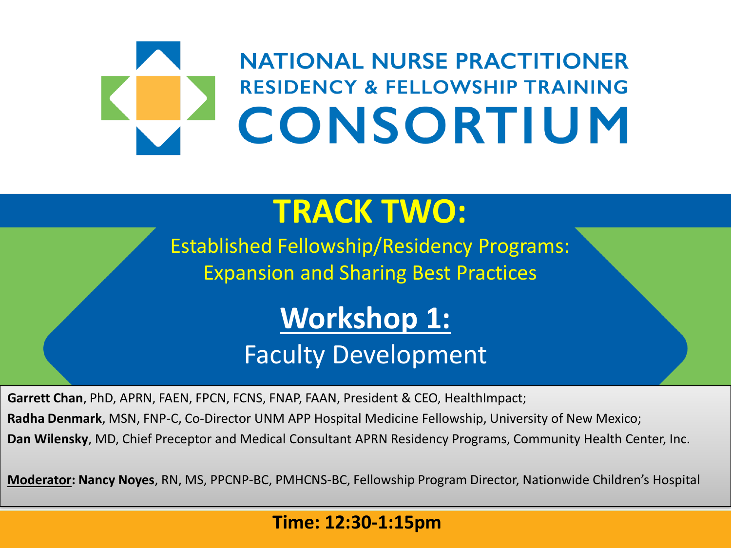# NATIONAL NURSE PRACTITIONER RESIDENCY & FELLOWSHIP TRAINING CONSORTIUM

## TRACK TWO:

Established Fellowship/Residency Programs: Expansion and Sharing Best Practices

## Workshop 1:

Faculty Development

**Garrett Chan**, PhD, APRN, FAEN, FPCN, FCNS, FNAP, FAAN, President & CEO, HealthImpact;

**Radha Denmark**, MSN, FNP-C, Co-Director UNM APP Hospital Medicine Fellowship, University of New Mexico;

**Dan Wilensky**, MD, Chief Preceptor and Medical Consultant APRN Residency Programs, Community Health Center, Inc.

**Moderator: Nancy Noyes**, RN, MS, PPCNP-BC, PMHCNS-BC, Fellowship Program Director, Nationwide Children's Hospital

**Time: 12:30-1:15pm**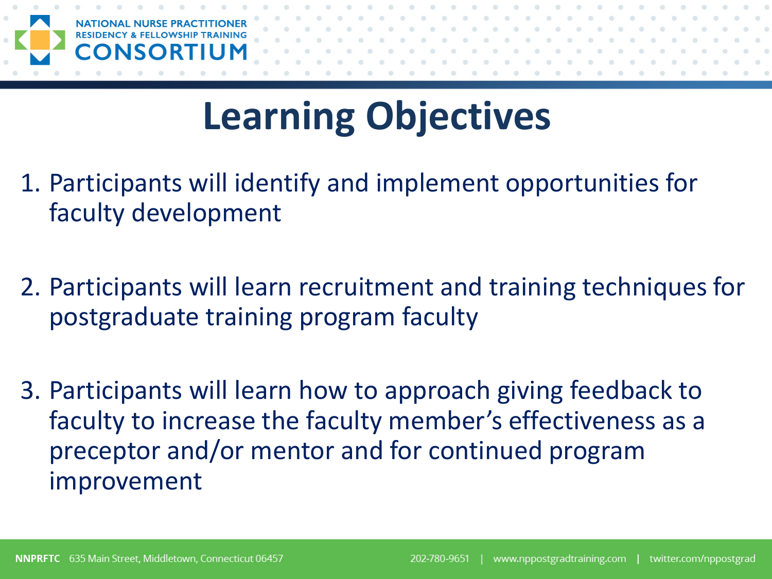# Learning Objectives

1. Participants will identify and implement opportunities for faculty development

2. Participants will learn recruitment and training techniques for postgraduate training program faculty

3. Participants will learn how to approach giving feedback to faculty to increase the faculty member's effectiveness as a preceptor and/or mentor and for continued program improvement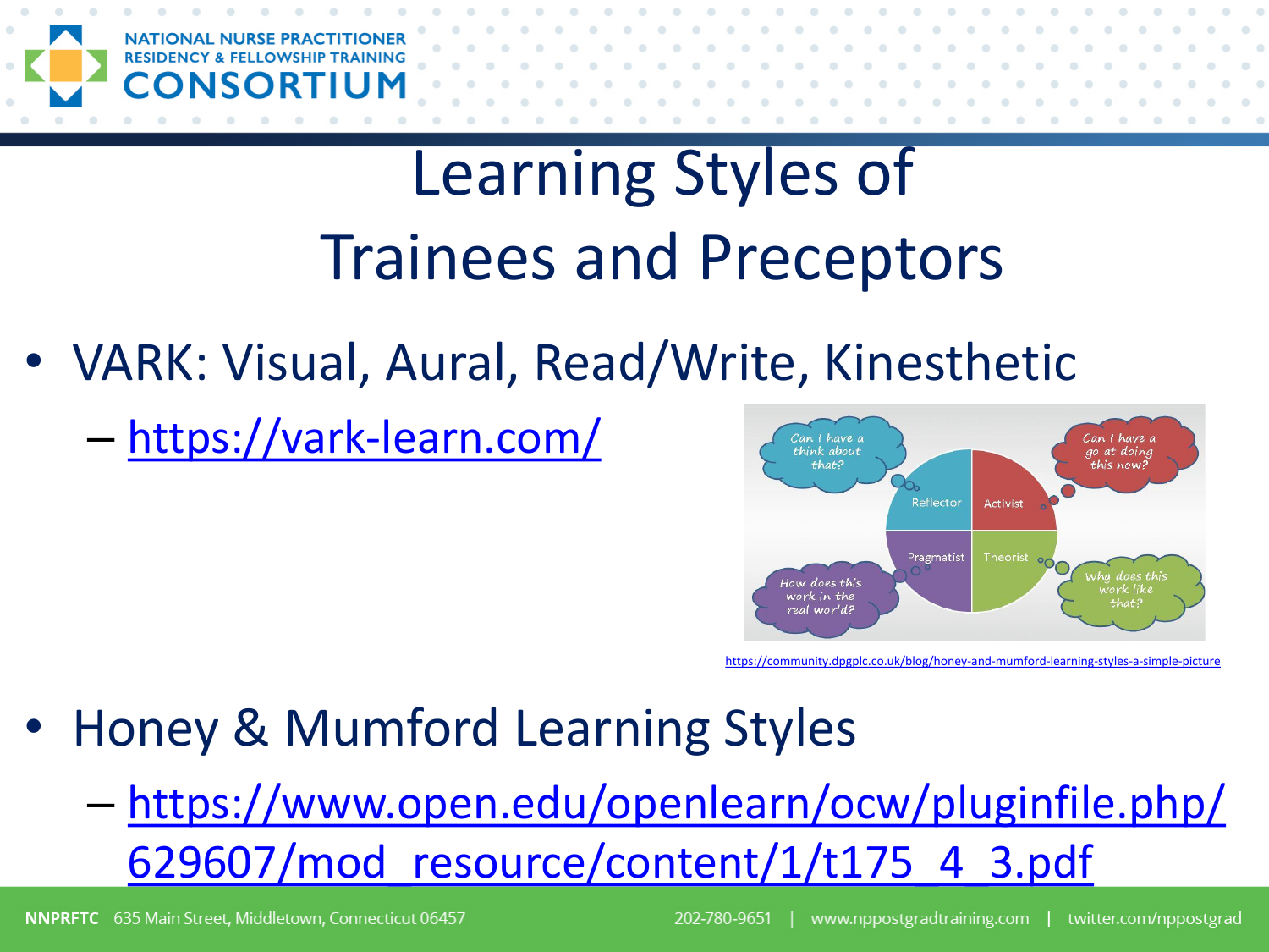# Learning Styles of Trainees and Preceptors

- VARK: Visual, Aural, Read/Write, Kinesthetic
  - https://vark-learn.com/

https://community.dpgplc.co.uk/blog/honey-and-mumford-learning-styles-a-simple-picture

- Honey & Mumford Learning Styles
  - https://www.open.edu/openlearn/ocw/pluginfile.php/629607/mod_resource/content/1/t175_4_3.pdf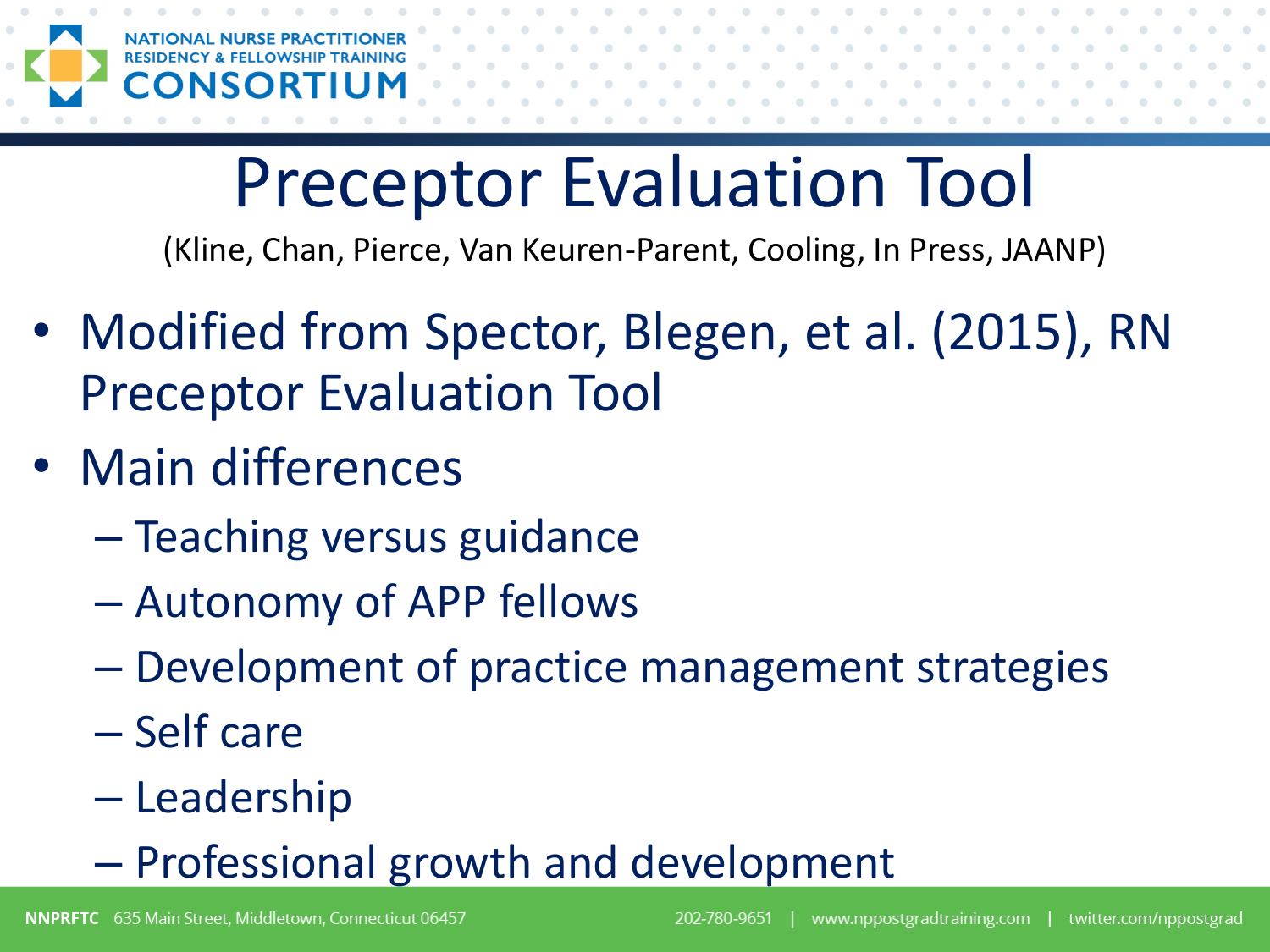# Preceptor Evaluation Tool

(Kline, Chan, Pierce, Van Keuren-Parent, Cooling, In Press, JAANP)

- Modified from Spector, Blegen, et al. (2015), RN Preceptor Evaluation Tool
- Main differences
  - Teaching versus guidance
  - Autonomy of APP fellows
  - Development of practice management strategies
  - Self care
  - Leadership
  - Professional growth and development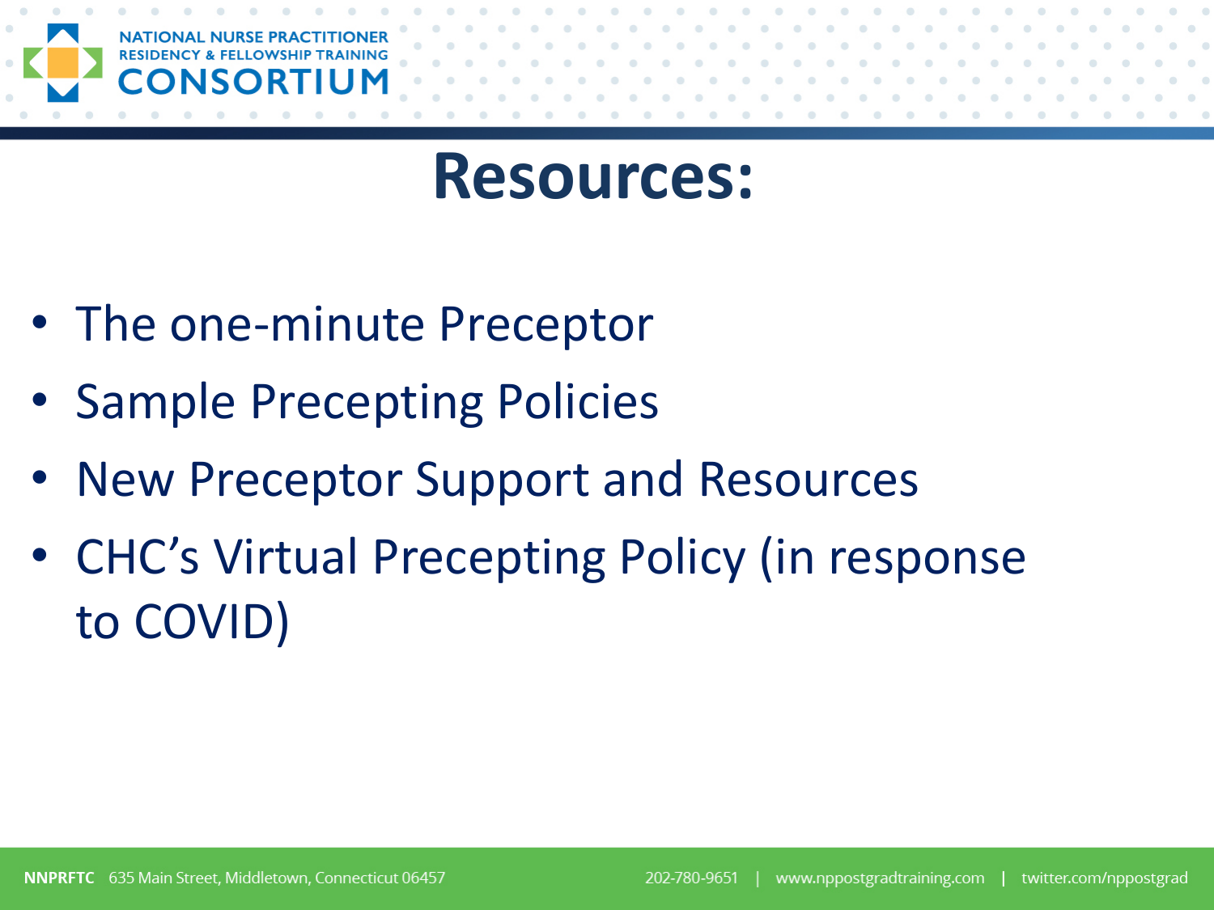# Resources:

- The one-minute Preceptor
- Sample Precepting Policies
- New Preceptor Support and Resources
- CHC's Virtual Precepting Policy (in response to COVID)